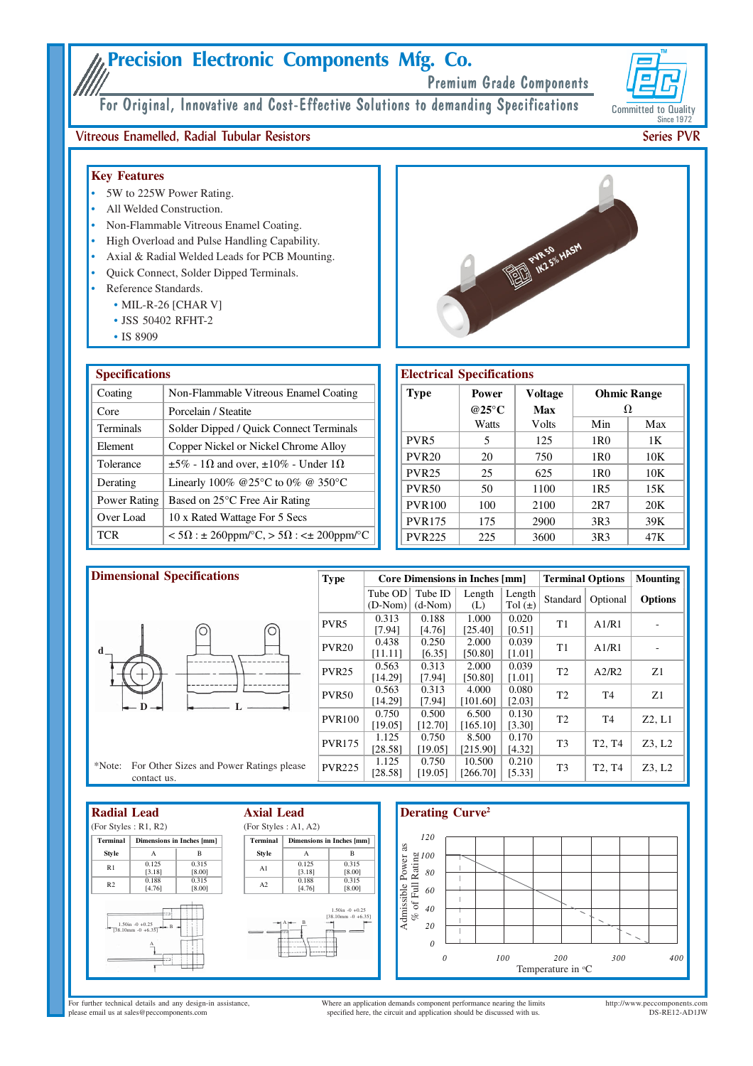# Precision Electronic Components Mfg. Co.

Premium Grade Components

For Original, Innovative and Cost-Effective Solutions to demanding Specifications

Committed to Quality
Since 1972

## Vitreous Enamelled, Radial Tubular Resistors

Series PVR

### Key Features

- 5W to 225W Power Rating.
- All Welded Construction.
- Non-Flammable Vitreous Enamel Coating.
- High Overload and Pulse Handling Capability.
- Axial & Radial Welded Leads for PCB Mounting.
- Quick Connect, Solder Dipped Terminals.
- Reference Standards.
  - MIL-R-26 [CHAR V]
  - JSS 50402 RFHT-2
  - IS 8909

### Specifications

| | |
|---|---|
| Coating | Non-Flammable Vitreous Enamel Coating |
| Core | Porcelain / Steatite |
| Terminals | Solder Dipped / Quick Connect Terminals |
| Element | Copper Nickel or Nickel Chrome Alloy |
| Tolerance | ±5% - 1Ω and over, ±10% - Under 1Ω |
| Derating | Linearly 100% @25°C to 0% @ 350°C |
| Power Rating | Based on 25°C Free Air Rating |
| Over Load | 10 x Rated Wattage For 5 Secs |
| TCR | < 5Ω : ± 260ppm/°C, > 5Ω : <± 200ppm/°C |

### Electrical Specifications

| Type | Power @25°C | Voltage Max | Ohmic Range Ω | |
|---|---|---|---|---|
| | Watts | Volts | Min | Max |
| PVR5 | 5 | 125 | 1R0 | 1K |
| PVR20 | 20 | 750 | 1R0 | 10K |
| PVR25 | 25 | 625 | 1R0 | 10K |
| PVR50 | 50 | 1100 | 1R5 | 15K |
| PVR100 | 100 | 2100 | 2R7 | 20K |
| PVR175 | 175 | 2900 | 3R3 | 39K |
| PVR225 | 225 | 3600 | 3R3 | 47K |

### Dimensional Specifications

d
D
L

| Type | Core Dimensions in Inches [mm] | | | | Terminal Options | | Mounting Options |
|---|---|---|---|---|---|---|---|
| | Tube OD (D-Nom) | Tube ID (d-Nom) | Length (L) | Length Tol (±) | Standard | Optional | |
| PVR5 | 0.313 [7.94] | 0.188 [4.76] | 1.000 [25.40] | 0.020 [0.51] | T1 | A1/R1 | - |
| PVR20 | 0.438 [11.11] | 0.250 [6.35] | 2.000 [50.80] | 0.039 [1.01] | T1 | A1/R1 | - |
| PVR25 | 0.563 [14.29] | 0.313 [7.94] | 2.000 [50.80] | 0.039 [1.01] | T2 | A2/R2 | Z1 |
| PVR50 | 0.563 [14.29] | 0.313 [7.94] | 4.000 [101.60] | 0.080 [2.03] | T2 | T4 | Z1 |
| PVR100 | 0.750 [19.05] | 0.500 [12.70] | 6.500 [165.10] | 0.130 [3.30] | T2 | T4 | Z2, L1 |
| PVR175 | 1.125 [28.58] | 0.750 [19.05] | 8.500 [215.90] | 0.170 [4.32] | T3 | T2, T4 | Z3, L2 |
| PVR225 | 1.125 [28.58] | 0.750 [19.05] | 10.500 [266.70] | 0.210 [5.33] | T3 | T2, T4 | Z3, L2 |

*Note: For Other Sizes and Power Ratings please contact us.

### Radial Lead

(For Styles : R1, R2)

| Terminal Style | Dimensions in Inches [mm] | |
|---|---|---|
| | A | B |
| R1 | 0.125 [3.18] | 0.315 [8.00] |
| R2 | 0.188 [4.76] | 0.315 [8.00] |

1.50in -0 +0.25
[38.10mm -0 +6.35]
A
B

### Axial Lead

(For Styles : A1, A2)

| Terminal Style | Dimensions in Inches [mm] | |
|---|---|---|
| | A | B |
| A1 | 0.125 [3.18] | 0.315 [8.00] |
| A2 | 0.188 [4.76] | 0.315 [8.00] |

1.50in -0 +0.25
[38.10mm -0 +6.35]
A
B

### Derating Curve[2]

Admissible Power as % of Full Rating
120
100
80
60
40
20
0
0
100
200
300
400
Temperature in °C

For further technical details and any design-in assistance, please email us at sales@peccomponents.com

Where an application demands component performance nearing the limits specified here, the circuit and application should be discussed with us.

http://www.peccomponents.com
DS-RE12-AD1JW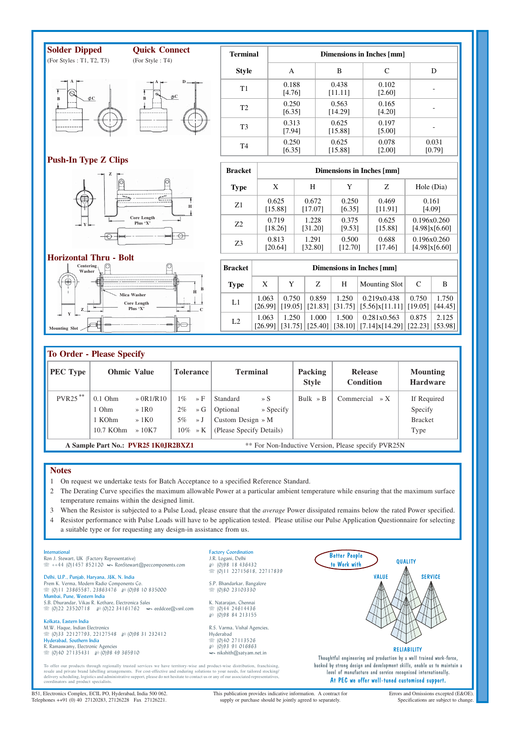## Solder Dipped

(For Styles : T1, T2, T3)

## Quick Connect

(For Style : T4)

A B ØC

A D B ØC

| Terminal Style | Dimensions in Inches [mm] | | | |
|---|---|---|---|---|
| | A | B | C | D |
| T1 | 0.188 [4.76] | 0.438 [11.11] | 0.102 [2.60] | - |
| T2 | 0.250 [6.35] | 0.563 [14.29] | 0.165 [4.20] | - |
| T3 | 0.313 [7.94] | 0.625 [15.88] | 0.197 [5.00] | - |
| T4 | 0.250 [6.35] | 0.625 [15.88] | 0.078 [2.00] | 0.031 [0.79] |

## Push-In Type Z Clips

Z H Y Core Length Plus 'X'

| Bracket Type | Dimensions in Inches [mm] | | | | |
|---|---|---|---|---|---|
| | X | H | Y | Z | Hole (Dia) |
| Z1 | 0.625 [15.88] | 0.672 [17.07] | 0.250 [6.35] | 0.469 [11.91] | 0.161 [4.09] |
| Z2 | 0.719 [18.26] | 1.228 [31.20] | 0.375 [9.53] | 0.625 [15.88] | 0.196x0.260 [4.98]x[6.60] |
| Z3 | 0.813 [20.64] | 1.291 [32.80] | 0.500 [12.70] | 0.688 [17.46] | 0.196x0.260 [4.98]x[6.60] |

## Horizontal Thru - Bolt

Centering Washer, Mica Washer, Core Length Plus 'X', Mounting Slot, Y, Z, H, B, C

| Bracket Type | Dimensions in Inches [mm] | | | | | | |
|---|---|---|---|---|---|---|---|
| | X | Y | Z | H | Mounting Slot | C | B |
| L1 | 1.063 [26.99] | 0.750 [19.05] | 0.859 [21.83] | 1.250 [31.75] | 0.219x0.438 [5.56]x[11.11] | 0.750 [19.05] | 1.750 [44.45] |
| L2 | 1.063 [26.99] | 1.250 [31.75] | 1.000 [25.40] | 1.500 [38.10] | 0.281x0.563 [7.14]x[14.29] | 0.875 [22.23] | 2.125 [53.98] |

## To Order - Please Specify

| PEC Type | Ohmic Value | Tolerance | Terminal | Packing Style | Release Condition | Mounting Hardware |
|---|---|---|---|---|---|---|
| PVR25** | 0.1 Ohm » 0R1/R10<br>1 Ohm » 1R0<br>1 KOhm » 1K0<br>10.7 KOhm » 10K7 | 1% » F<br>2% » G<br>5% » J<br>10% » K | Standard » S<br>Optional » Specify<br>Custom Design » M<br>(Please Specify Details) | Bulk » B | Commercial » X | If Required<br>Specify<br>Bracket<br>Type |

A Sample Part No.: **PVR25 1K0JR2BXZ1**  ** For Non-Inductive Version, Please specify PVR25N

## Notes

1. On request we undertake tests for Batch Acceptance to a specified Reference Standard.
2. The Derating Curve specifies the maximum allowable Power at a particular ambient temperature while ensuring that the maximum surface temperature remains within the designed limit.
3. When the Resistor is subjected to a Pulse Load, please ensure that the *average* Power dissipated remains below the rated Power specified.
4. Resistor performance with Pulse Loads will have to be application tested. Please utilise our Pulse Application Questionnaire for selecting a suitable type or for requesting any design-in assistance from us.

International
Ron J. Stewart, UK (Factory Representative)
++44 (0)1457 852120 RonStewart@peccomponents.com

Delhi, U.P., Punjab, Haryana, J&K, N. India
Prem K. Verma, Modern Radio Components Co.
(0)11 23865587, 23863476 (0)98 10 835000

Mumbai, Pune, Western India
S.B. Dhurandar, Vikas R. Kothare, Electronica Sales
(0)22 25520718 (0)22 34161762 eeddcee@vsnl.com

Kolkata, Eastern India
M.W. Haque, Indian Electronics
(0)33 22127793, 22127548 (0)98 31 232412

Hyderabad, Southern India
R. Ramaswamy, Electronic Agencies
(0)40 27135431 (0)98 49 365910

Factory Coordination
J.R. Logani, Delhi
(0)98 18 436432
(0)11 22715618, 22717839

S.P. Bhandarkar, Bangalore
(0)80 23103330

K. Natarajan, Chennai
(0)44 24614436
(0)98 84 213155

R.S. Varma, Vishal Agencies, Hyderabad
(0)40 27113526
(0)93 91 016863
nikshith@satyam.net.in

To offer our products through regionally trusted services we have territory-wise and product-wise distribution, franchising, resale and private brand labelling arrangements. For cost-effective and enduring solutions to your needs, for tailored stocking/delivery scheduling, logistics and administrative support, please do not hesitate to contact us or any of our associated representatives, coordinators and product specialists.

Better People to Work with

QUALITY VALUE SERVICE RELIABILITY

Thoughtful engineering and production by a well trained work-force, backed by strong design and development skills, enable us to maintain a level of manufacture and service recognised internationally.

At PEC we offer well-tuned customised support.

B51, Electronics Complex, ECIL PO, Hyderabad, India 500 062.
Telephones ++91 (0) 40 27120283, 27126228 Fax 27126221.

This publication provides indicative information. A contract for supply or purchase should be jointly agreed to separately.

Errors and Omissions excepted (E&OE).
Specifications are subject to change.